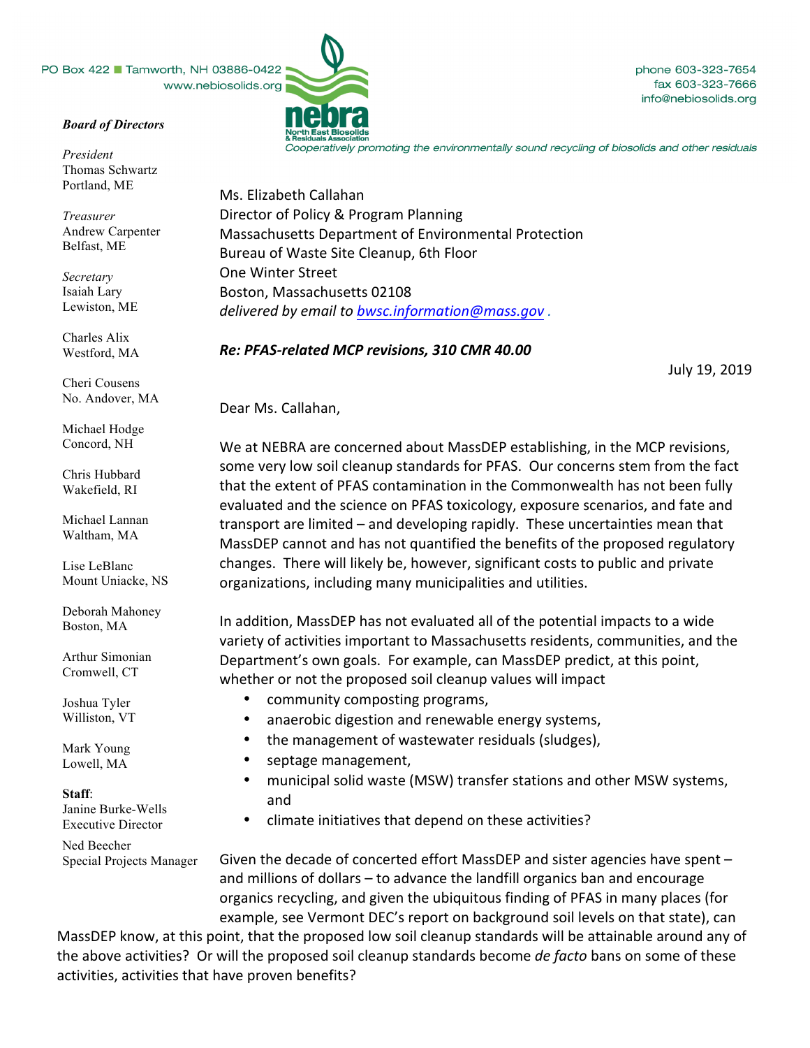PO Box 422 ■ Tamworth, NH 03886-0422
www.nebiosolids.org

phone 603-323-7654
fax 603-323-7666
info@nebiosolids.org

**nebra**
North East Biosolids & Residuals Association
*Cooperatively promoting the environmentally sound recycling of biosolids and other residuals*

***Board of Directors***

*President*
Thomas Schwartz
Portland, ME

*Treasurer*
Andrew Carpenter
Belfast, ME

*Secretary*
Isaiah Lary
Lewiston, ME

Charles Alix
Westford, MA

Cheri Cousens
No. Andover, MA

Michael Hodge
Concord, NH

Chris Hubbard
Wakefield, RI

Michael Lannan
Waltham, MA

Lise LeBlanc
Mount Uniacke, NS

Deborah Mahoney
Boston, MA

Arthur Simonian
Cromwell, CT

Joshua Tyler
Williston, VT

Mark Young
Lowell, MA

**Staff**:
Janine Burke-Wells
Executive Director

Ned Beecher
Special Projects Manager

Ms. Elizabeth Callahan
Director of Policy & Program Planning
Massachusetts Department of Environmental Protection
Bureau of Waste Site Cleanup, 6th Floor
One Winter Street
Boston, Massachusetts 02108
*delivered by email to bwsc.information@mass.gov .*

***Re: PFAS-related MCP revisions, 310 CMR 40.00***

July 19, 2019

Dear Ms. Callahan,

We at NEBRA are concerned about MassDEP establishing, in the MCP revisions, some very low soil cleanup standards for PFAS. Our concerns stem from the fact that the extent of PFAS contamination in the Commonwealth has not been fully evaluated and the science on PFAS toxicology, exposure scenarios, and fate and transport are limited – and developing rapidly. These uncertainties mean that MassDEP cannot and has not quantified the benefits of the proposed regulatory changes. There will likely be, however, significant costs to public and private organizations, including many municipalities and utilities.

In addition, MassDEP has not evaluated all of the potential impacts to a wide variety of activities important to Massachusetts residents, communities, and the Department's own goals. For example, can MassDEP predict, at this point, whether or not the proposed soil cleanup values will impact

- community composting programs,
- anaerobic digestion and renewable energy systems,
- the management of wastewater residuals (sludges),
- septage management,
- municipal solid waste (MSW) transfer stations and other MSW systems, and
- climate initiatives that depend on these activities?

Given the decade of concerted effort MassDEP and sister agencies have spent – and millions of dollars – to advance the landfill organics ban and encourage organics recycling, and given the ubiquitous finding of PFAS in many places (for example, see Vermont DEC's report on background soil levels on that state), can MassDEP know, at this point, that the proposed low soil cleanup standards will be attainable around any of the above activities? Or will the proposed soil cleanup standards become *de facto* bans on some of these activities, activities that have proven benefits?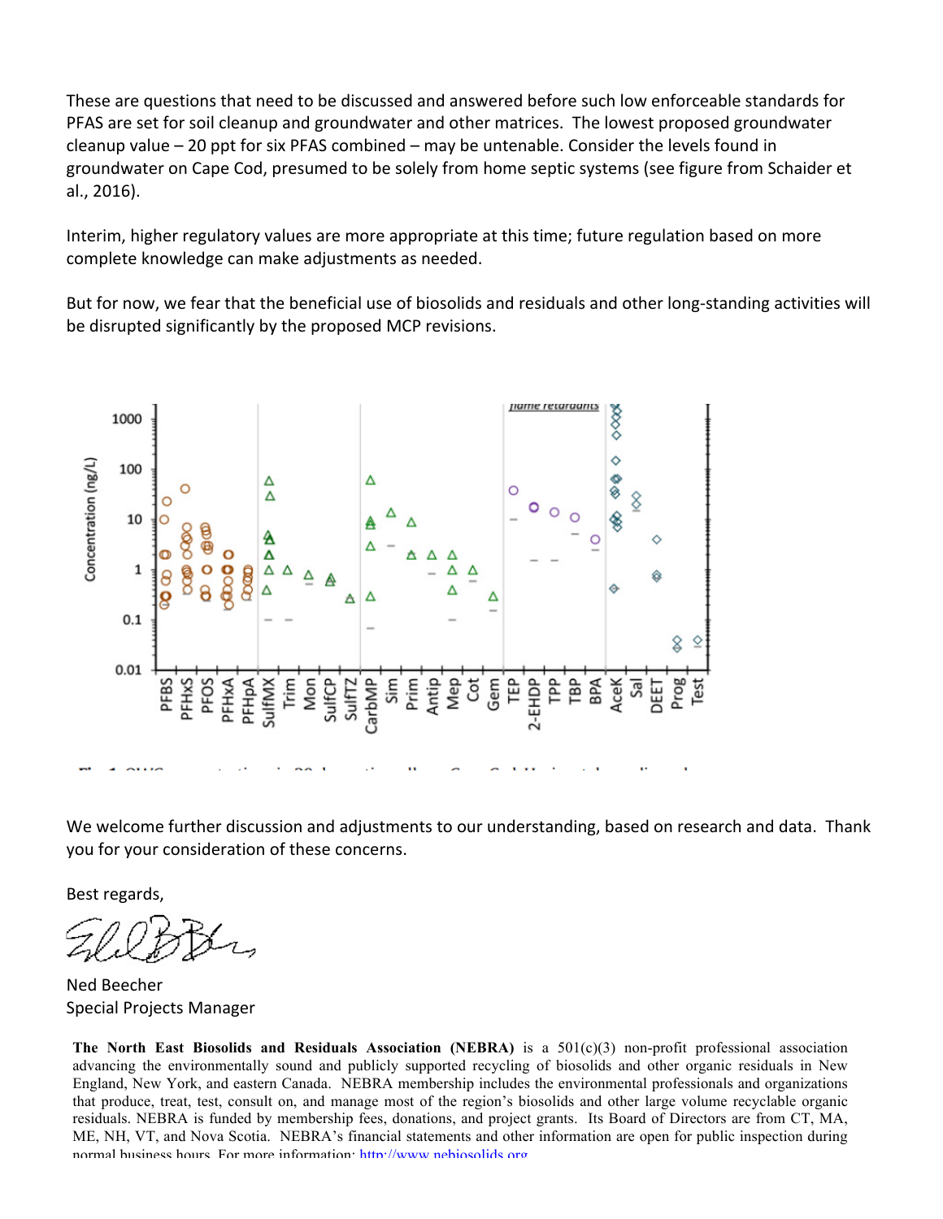These are questions that need to be discussed and answered before such low enforceable standards for PFAS are set for soil cleanup and groundwater and other matrices. The lowest proposed groundwater cleanup value – 20 ppt for six PFAS combined – may be untenable. Consider the levels found in groundwater on Cape Cod, presumed to be solely from home septic systems (see figure from Schaider et al., 2016).

Interim, higher regulatory values are more appropriate at this time; future regulation based on more complete knowledge can make adjustments as needed.

But for now, we fear that the beneficial use of biosolids and residuals and other long-standing activities will be disrupted significantly by the proposed MCP revisions.

flame retardants

Concentration (ng/L)

1000
100
10
1
0.1
0.01

PFBS PFHxS PFOS PFHxA PFHpA SulfMX Trim Mon SulfCP SulfTZ CarbMP Sim Prim Antip Mep Cot Gem TEP 2-EHDP TPP TBP BPA AceK Sal DEET Prog Test

We welcome further discussion and adjustments to our understanding, based on research and data. Thank you for your consideration of these concerns.

Best regards,

Ned Beecher
Special Projects Manager

**The North East Biosolids and Residuals Association (NEBRA)** is a 501(c)(3) non-profit professional association advancing the environmentally sound and publicly supported recycling of biosolids and other organic residuals in New England, New York, and eastern Canada. NEBRA membership includes the environmental professionals and organizations that produce, treat, test, consult on, and manage most of the region's biosolids and other large volume recyclable organic residuals. NEBRA is funded by membership fees, donations, and project grants. Its Board of Directors are from CT, MA, ME, NH, VT, and Nova Scotia. NEBRA's financial statements and other information are open for public inspection during normal business hours. For more information: http://www.nebiosolids.org